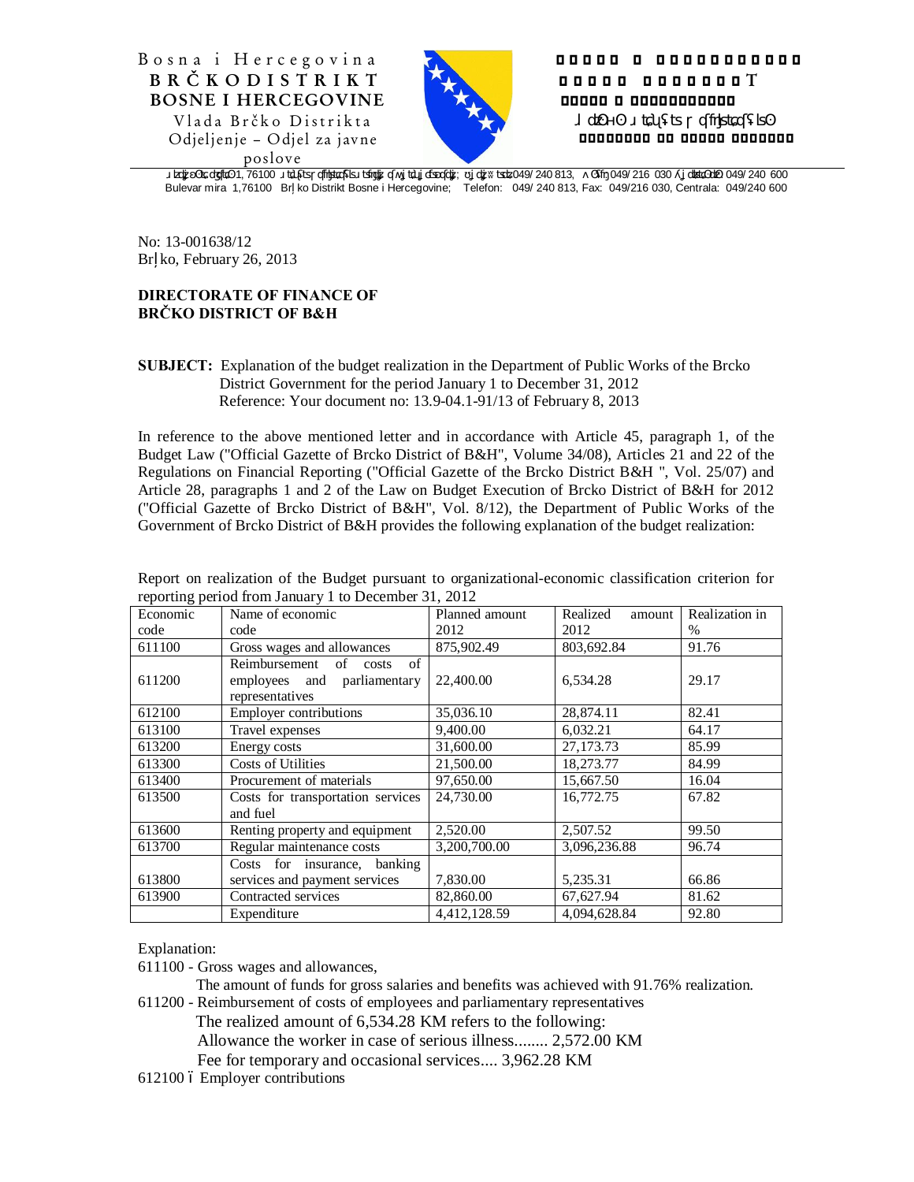Bosna i Hercegovina
**BRČKO DISTRIKT BOSNE I HERCEGOVINE**
Vlada Brčko Distrikta
Odjeljenje – Odjel za javne poslove

Bulevar mira 1, 76100 Brčko Distrikt Bosne i Hercegovine; Telefon: 049/ 240 813, Fax: 049/216 030, Centrala: 049/240 600

No: 13-001638/12
Brčko, February 26, 2013

**DIRECTORATE OF FINANCE OF BRČKO DISTRICT OF B&H**

**SUBJECT:** Explanation of the budget realization in the Department of Public Works of the Brcko District Government for the period January 1 to December 31, 2012
Reference: Your document no: 13.9-04.1-91/13 of February 8, 2013

In reference to the above mentioned letter and in accordance with Article 45, paragraph 1, of the Budget Law ("Official Gazette of Brcko District of B&H", Volume 34/08), Articles 21 and 22 of the Regulations on Financial Reporting ("Official Gazette of the Brcko District B&H ", Vol. 25/07) and Article 28, paragraphs 1 and 2 of the Law on Budget Execution of Brcko District of B&H for 2012 ("Official Gazette of Brcko District of B&H", Vol. 8/12), the Department of Public Works of the Government of Brcko District of B&H provides the following explanation of the budget realization:

Report on realization of the Budget pursuant to organizational-economic classification criterion for reporting period from January 1 to December 31, 2012

| Economic code | Name of economic code | Planned amount 2012 | Realized amount 2012 | Realization in % |
|---|---|---|---|---|
| 611100 | Gross wages and allowances | 875,902.49 | 803,692.84 | 91.76 |
| 611200 | Reimbursement of costs of employees and parliamentary representatives | 22,400.00 | 6,534.28 | 29.17 |
| 612100 | Employer contributions | 35,036.10 | 28,874.11 | 82.41 |
| 613100 | Travel expenses | 9,400.00 | 6,032.21 | 64.17 |
| 613200 | Energy costs | 31,600.00 | 27,173.73 | 85.99 |
| 613300 | Costs of Utilities | 21,500.00 | 18,273.77 | 84.99 |
| 613400 | Procurement of materials | 97,650.00 | 15,667.50 | 16.04 |
| 613500 | Costs for transportation services and fuel | 24,730.00 | 16,772.75 | 67.82 |
| 613600 | Renting property and equipment | 2,520.00 | 2,507.52 | 99.50 |
| 613700 | Regular maintenance costs | 3,200,700.00 | 3,096,236.88 | 96.74 |
| 613800 | Costs for insurance, banking services and payment services | 7,830.00 | 5,235.31 | 66.86 |
| 613900 | Contracted services | 82,860.00 | 67,627.94 | 81.62 |
| | Expenditure | 4,412,128.59 | 4,094,628.84 | 92.80 |

Explanation:

611100 - Gross wages and allowances,

The amount of funds for gross salaries and benefits was achieved with 91.76% realization.

611200 - Reimbursement of costs of employees and parliamentary representatives

The realized amount of 6,534.28 KM refers to the following:

Allowance the worker in case of serious illness........ 2,572.00 KM

Fee for temporary and occasional services.... 3,962.28 KM

612100 – Employer contributions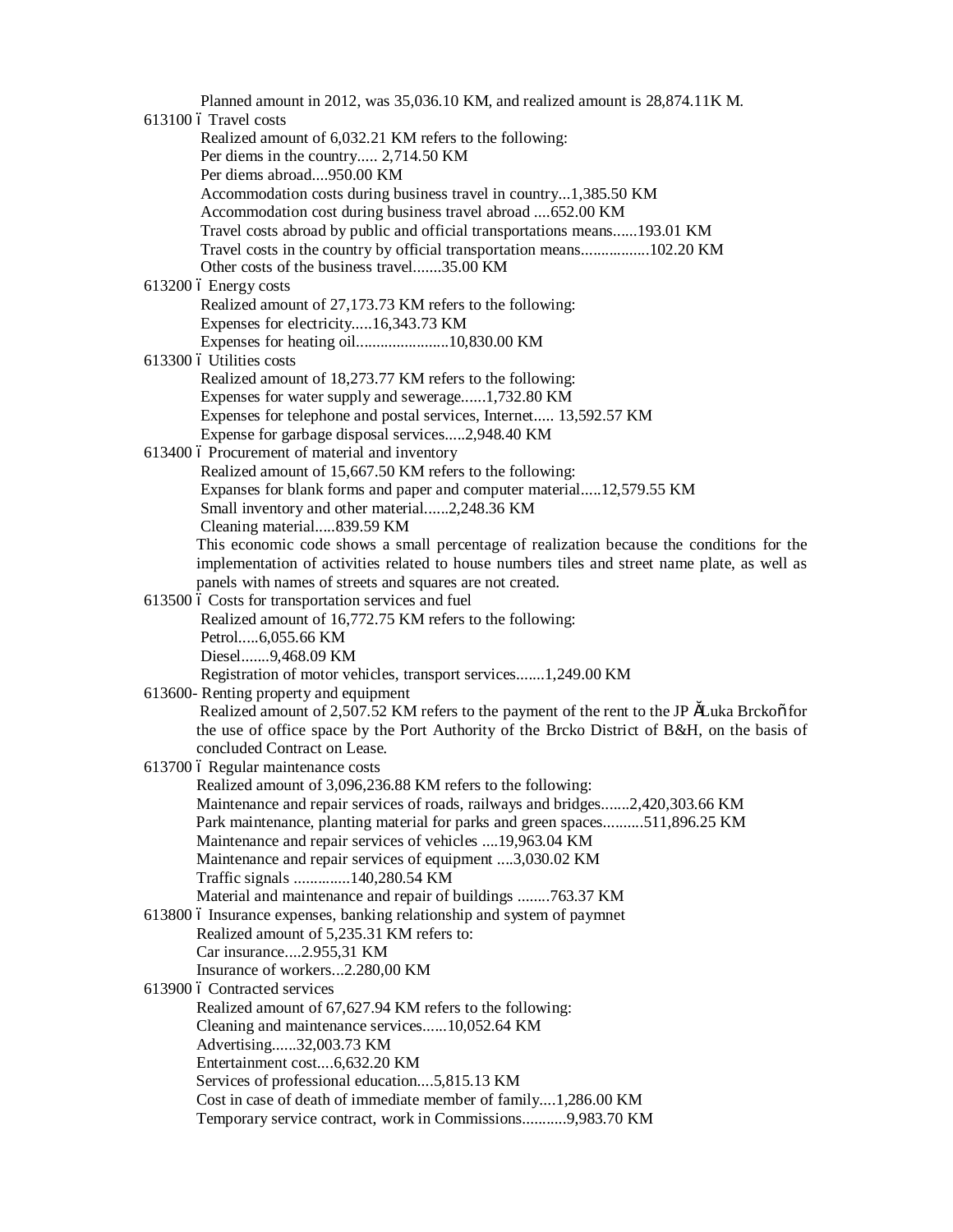Planned amount in 2012, was 35,036.10 KM, and realized amount is 28,874.11K M.

613100 – Travel costs

Realized amount of 6,032.21 KM refers to the following:
Per diems in the country..... 2,714.50 KM
Per diems abroad....950.00 KM
Accommodation costs during business travel in country...1,385.50 KM
Accommodation cost during business travel abroad ....652.00 KM
Travel costs abroad by public and official transportations means......193.01 KM
Travel costs in the country by official transportation means.................102.20 KM
Other costs of the business travel.......35.00 KM

613200 – Energy costs

Realized amount of 27,173.73 KM refers to the following:
Expenses for electricity.....16,343.73 KM
Expenses for heating oil.......................10,830.00 KM

613300 – Utilities costs

Realized amount of 18,273.77 KM refers to the following:
Expenses for water supply and sewerage......1,732.80 KM
Expenses for telephone and postal services, Internet..... 13,592.57 KM
Expense for garbage disposal services.....2,948.40 KM

613400 – Procurement of material and inventory

Realized amount of 15,667.50 KM refers to the following:
Expanses for blank forms and paper and computer material.....12,579.55 KM
Small inventory and other material......2,248.36 KM
Cleaning material.....839.59 KM

This economic code shows a small percentage of realization because the conditions for the implementation of activities related to house numbers tiles and street name plate, as well as panels with names of streets and squares are not created.

613500 – Costs for transportation services and fuel

Realized amount of 16,772.75 KM refers to the following:
Petrol.....6,055.66 KM
Diesel.......9,468.09 KM
Registration of motor vehicles, transport services.......1,249.00 KM

613600- Renting property and equipment

Realized amount of 2,507.52 KM refers to the payment of the rent to the JP "Luka Brcko" for the use of office space by the Port Authority of the Brcko District of B&H, on the basis of concluded Contract on Lease.

613700 – Regular maintenance costs

Realized amount of 3,096,236.88 KM refers to the following:
Maintenance and repair services of roads, railways and bridges.......2,420,303.66 KM
Park maintenance, planting material for parks and green spaces..........511,896.25 KM
Maintenance and repair services of vehicles ....19,963.04 KM
Maintenance and repair services of equipment ....3,030.02 KM
Traffic signals ..............140,280.54 KM
Material and maintenance and repair of buildings ........763.37 KM

613800 – Insurance expenses, banking relationship and system of paymnet

Realized amount of 5,235.31 KM refers to:
Car insurance....2.955,31 KM
Insurance of workers...2.280,00 KM

613900 – Contracted services

Realized amount of 67,627.94 KM refers to the following:
Cleaning and maintenance services......10,052.64 KM
Advertising......32,003.73 KM
Entertainment cost....6,632.20 KM
Services of professional education....5,815.13 KM
Cost in case of death of immediate member of family....1,286.00 KM
Temporary service contract, work in Commissions...........9,983.70 KM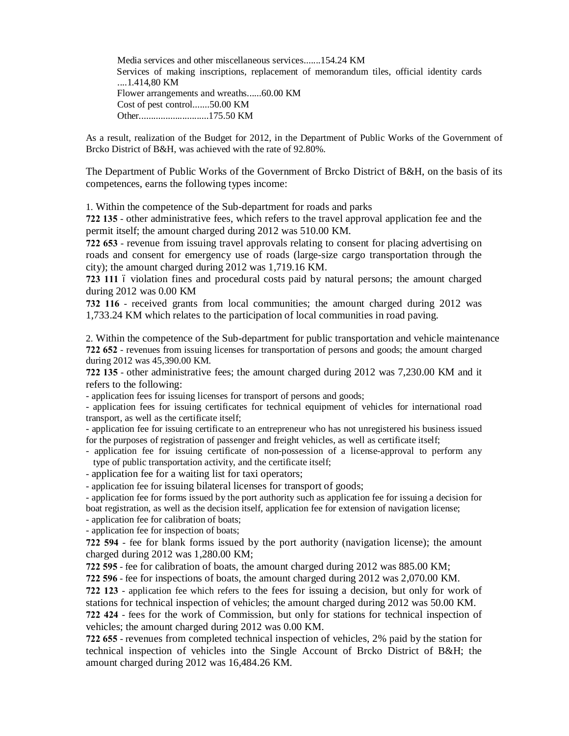Media services and other miscellaneous services.......154.24 KM
Services of making inscriptions, replacement of memorandum tiles, official identity cards ....1.414,80 KM
Flower arrangements and wreaths......60.00 KM
Cost of pest control.......50.00 KM
Other............................175.50 KM

As a result, realization of the Budget for 2012, in the Department of Public Works of the Government of Brcko District of B&H, was achieved with the rate of 92.80%.

The Department of Public Works of the Government of Brcko District of B&H, on the basis of its competences, earns the following types income:

1. Within the competence of the Sub-department for roads and parks

**722 135** - other administrative fees, which refers to the travel approval application fee and the permit itself; the amount charged during 2012 was 510.00 KM.

**722 653** - revenue from issuing travel approvals relating to consent for placing advertising on roads and consent for emergency use of roads (large-size cargo transportation through the city); the amount charged during 2012 was 1,719.16 KM.

**723 111** – violation fines and procedural costs paid by natural persons; the amount charged during 2012 was 0.00 KM

**732 116** - received grants from local communities; the amount charged during 2012 was 1,733.24 KM which relates to the participation of local communities in road paving.

2. Within the competence of the Sub-department for public transportation and vehicle maintenance

**722 652** - revenues from issuing licenses for transportation of persons and goods; the amount charged during 2012 was 45,390.00 KM.

**722 135** - other administrative fees; the amount charged during 2012 was 7,230.00 KM and it refers to the following:

- application fees for issuing licenses for transport of persons and goods;
- application fees for issuing certificates for technical equipment of vehicles for international road transport, as well as the certificate itself;
- application fee for issuing certificate to an entrepreneur who has not unregistered his business issued for the purposes of registration of passenger and freight vehicles, as well as certificate itself;
- application fee for issuing certificate of non-possession of a license-approval to perform any type of public transportation activity, and the certificate itself;
- application fee for a waiting list for taxi operators;
- application fee for issuing bilateral licenses for transport of goods;
- application fee for forms issued by the port authority such as application fee for issuing a decision for boat registration, as well as the decision itself, application fee for extension of navigation license;
- application fee for calibration of boats;
- application fee for inspection of boats;

**722 594** - fee for blank forms issued by the port authority (navigation license); the amount charged during 2012 was 1,280.00 KM;

**722 595** - fee for calibration of boats, the amount charged during 2012 was 885.00 KM;

**722 596** - fee for inspections of boats, the amount charged during 2012 was 2,070.00 KM.

**722 123** - application fee which refers to the fees for issuing a decision, but only for work of stations for technical inspection of vehicles; the amount charged during 2012 was 50.00 KM.

**722 424** - fees for the work of Commission, but only for stations for technical inspection of vehicles; the amount charged during 2012 was 0.00 KM.

**722 655** - revenues from completed technical inspection of vehicles, 2% paid by the station for technical inspection of vehicles into the Single Account of Brcko District of B&H; the amount charged during 2012 was 16,484.26 KM.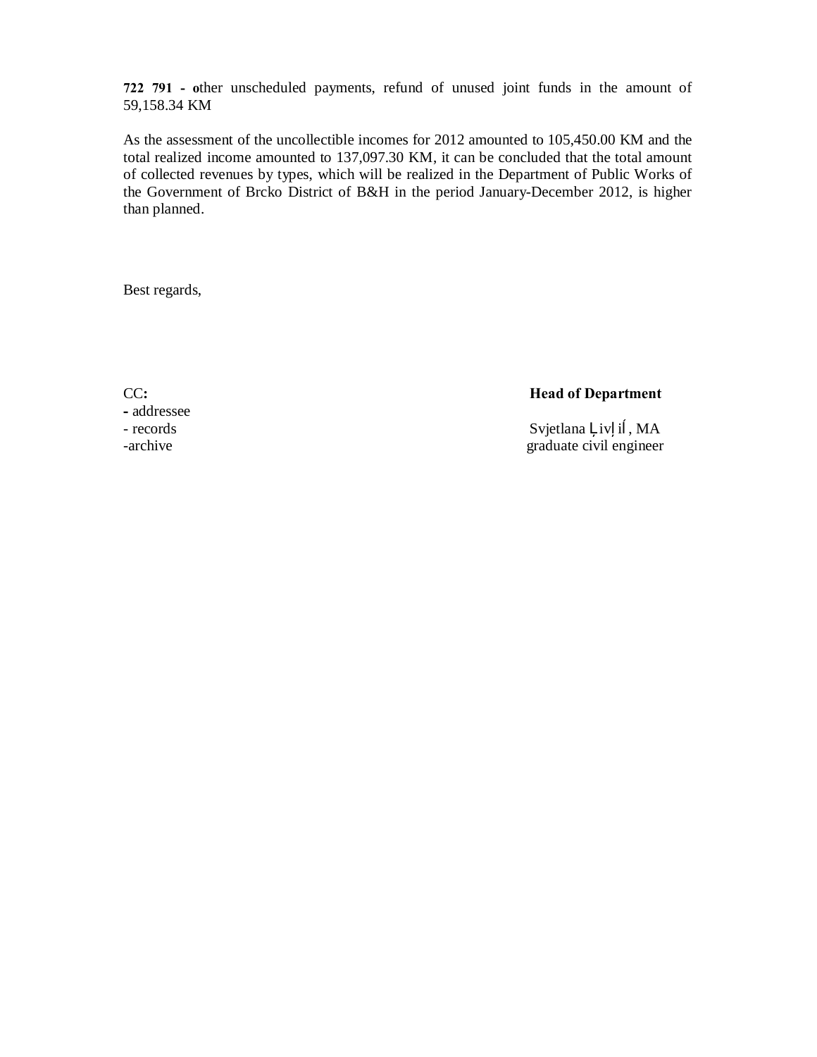**722 791 - o**ther unscheduled payments, refund of unused joint funds in the amount of 59,158.34 KM

As the assessment of the uncollectible incomes for 2012 amounted to 105,450.00 KM and the total realized income amounted to 137,097.30 KM, it can be concluded that the total amount of collected revenues by types, which will be realized in the Department of Public Works of the Government of Brcko District of B&H in the period January-December 2012, is higher than planned.

Best regards,

**Head of Department**

Svjetlana Ļivļ iĺ , MA
graduate civil engineer

CC**:**
**-** addressee
- records
-archive